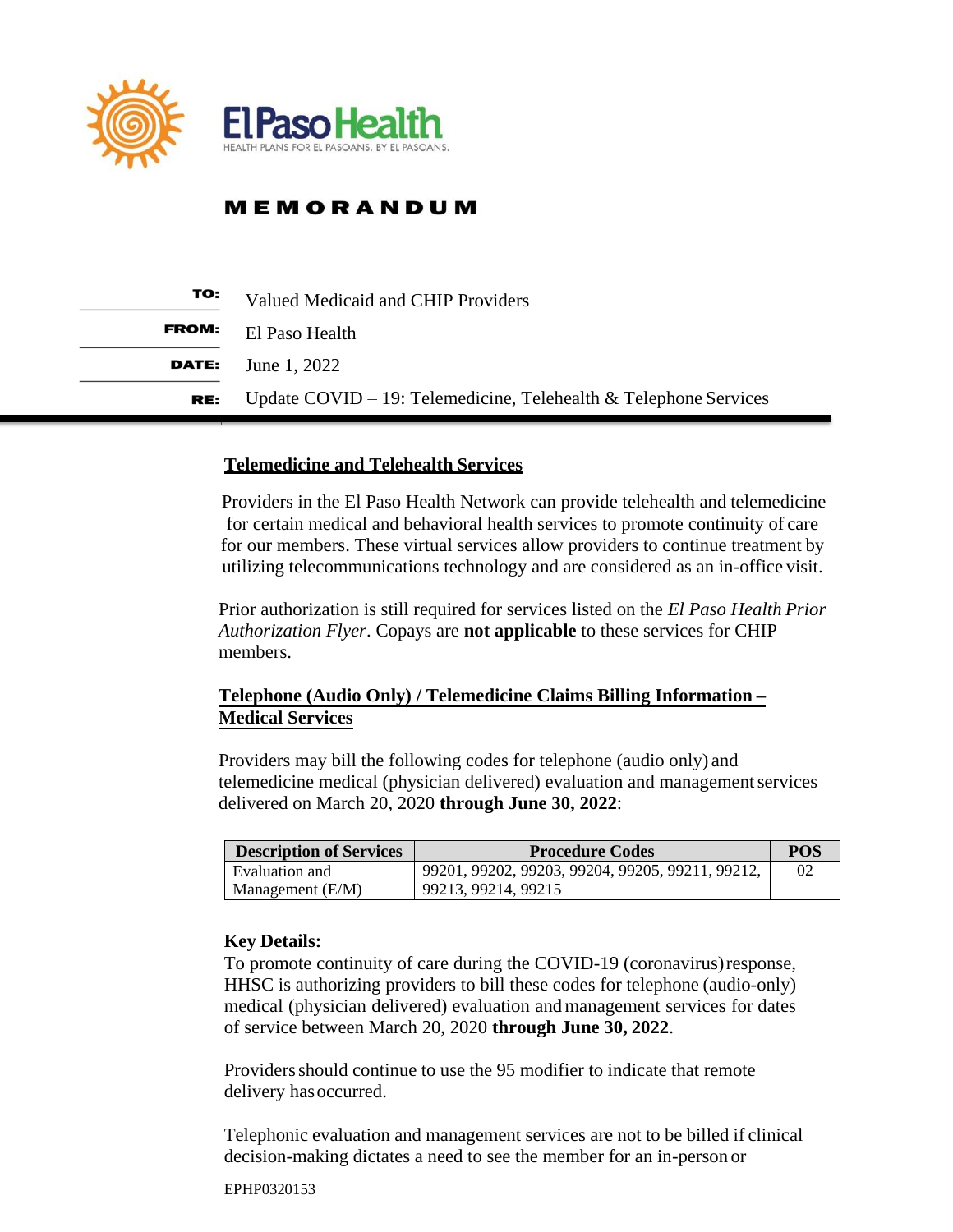# El Paso Health

HEALTH PLANS FOR EL PASOANS. BY EL PASOANS.

## MEMORANDUM

**TO:** Valued Medicaid and CHIP Providers

**FROM:** El Paso Health

**DATE:** June 1, 2022

**RE:** Update COVID – 19: Telemedicine, Telehealth & Telephone Services

---

### Telemedicine and Telehealth Services

Providers in the El Paso Health Network can provide telehealth and telemedicine for certain medical and behavioral health services to promote continuity of care for our members. These virtual services allow providers to continue treatment by utilizing telecommunications technology and are considered as an in-office visit.

Prior authorization is still required for services listed on the *El Paso Health Prior Authorization Flyer*. Copays are **not applicable** to these services for CHIP members.

### Telephone (Audio Only) / Telemedicine Claims Billing Information – Medical Services

Providers may bill the following codes for telephone (audio only) and telemedicine medical (physician delivered) evaluation and management services delivered on March 20, 2020 **through June 30, 2022**:

| Description of Services | Procedure Codes | POS |
|---|---|---|
| Evaluation and Management (E/M) | 99201, 99202, 99203, 99204, 99205, 99211, 99212, 99213, 99214, 99215 | 02 |

**Key Details:**

To promote continuity of care during the COVID-19 (coronavirus) response, HHSC is authorizing providers to bill these codes for telephone (audio-only) medical (physician delivered) evaluation and management services for dates of service between March 20, 2020 **through June 30, 2022**.

Providers should continue to use the 95 modifier to indicate that remote delivery has occurred.

Telephonic evaluation and management services are not to be billed if clinical decision-making dictates a need to see the member for an in-person or

EPHP0320153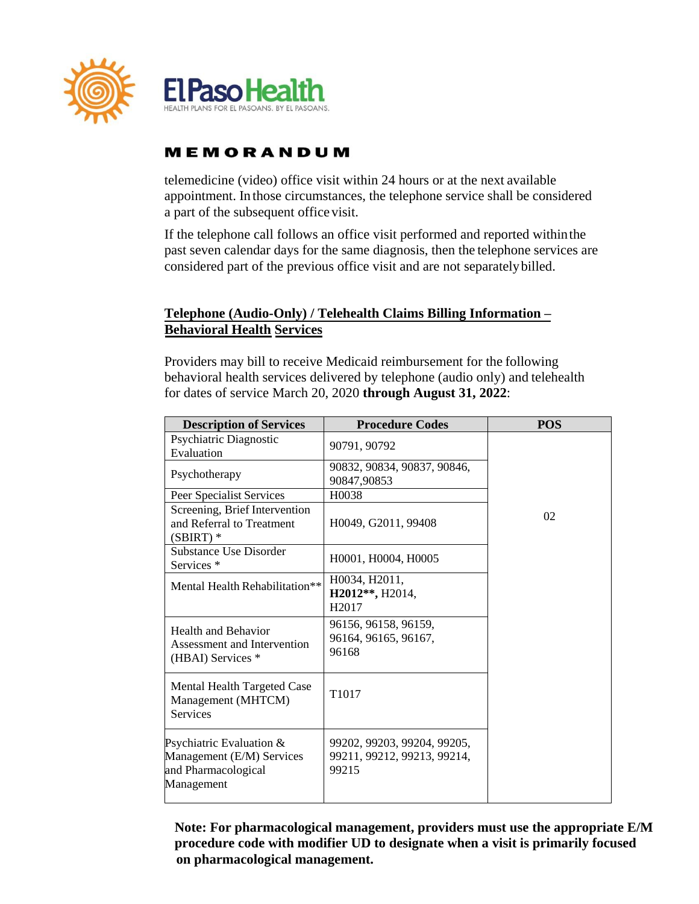**MEMORANDUM**

telemedicine (video) office visit within 24 hours or at the next available appointment. In those circumstances, the telephone service shall be considered a part of the subsequent office visit.

If the telephone call follows an office visit performed and reported within the past seven calendar days for the same diagnosis, then the telephone services are considered part of the previous office visit and are not separately billed.

## Telephone (Audio-Only) / Telehealth Claims Billing Information – Behavioral Health Services

Providers may bill to receive Medicaid reimbursement for the following behavioral health services delivered by telephone (audio only) and telehealth for dates of service March 20, 2020 **through August 31, 2022**:

| Description of Services | Procedure Codes | POS |
|---|---|---|
| Psychiatric Diagnostic Evaluation | 90791, 90792 | 02 |
| Psychotherapy | 90832, 90834, 90837, 90846, 90847,90853 | |
| Peer Specialist Services | H0038 | |
| Screening, Brief Intervention and Referral to Treatment (SBIRT) * | H0049, G2011, 99408 | |
| Substance Use Disorder Services * | H0001, H0004, H0005 | |
| Mental Health Rehabilitation** | H0034, H2011, **H2012****, H2014, H2017 | |
| Health and Behavior Assessment and Intervention (HBAI) Services * | 96156, 96158, 96159, 96164, 96165, 96167, 96168 | |
| Mental Health Targeted Case Management (MHTCM) Services | T1017 | |
| Psychiatric Evaluation & Management (E/M) Services and Pharmacological Management | 99202, 99203, 99204, 99205, 99211, 99212, 99213, 99214, 99215 | |

**Note: For pharmacological management, providers must use the appropriate E/M procedure code with modifier UD to designate when a visit is primarily focused on pharmacological management.**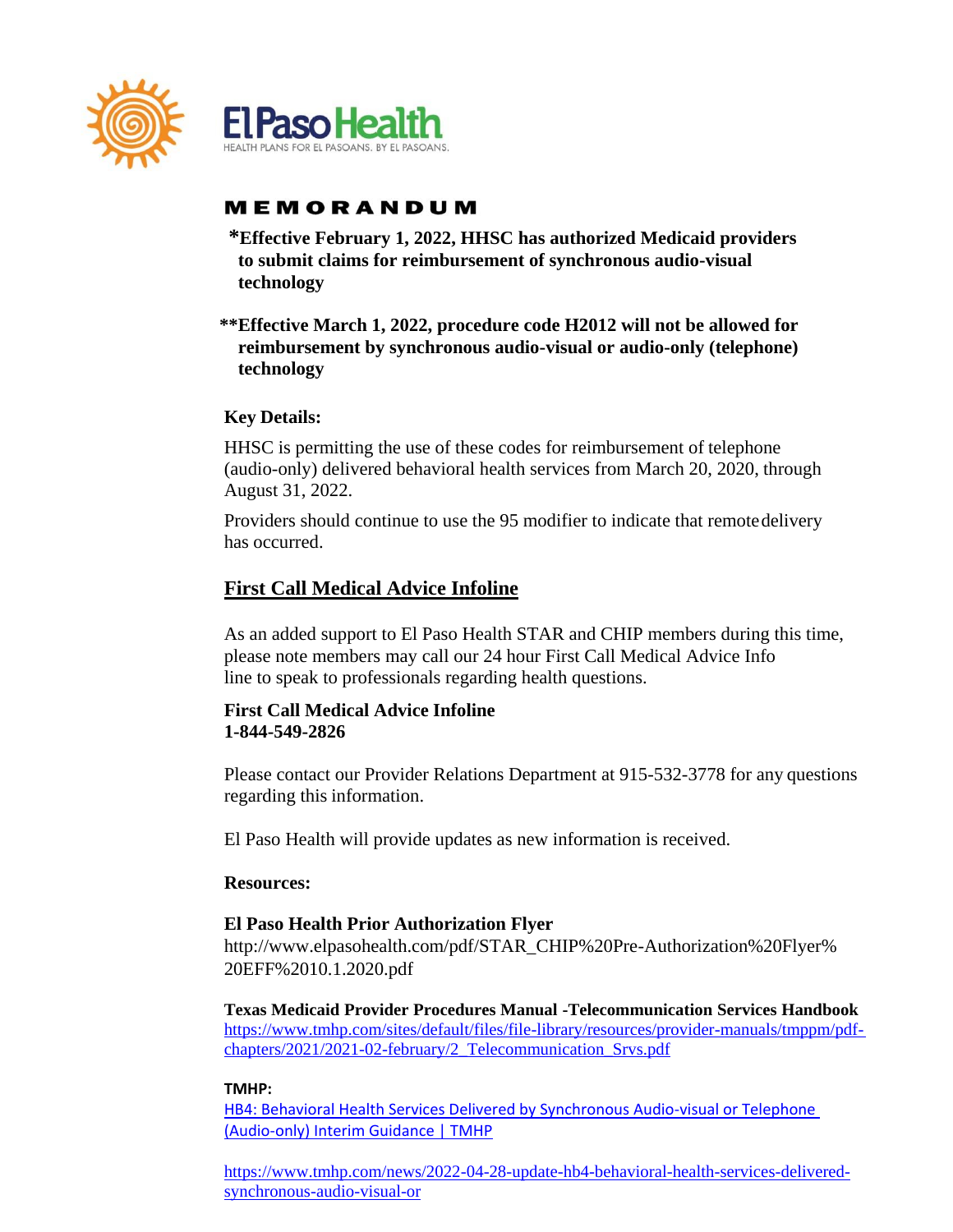# MEMORANDUM

**\*Effective February 1, 2022, HHSC has authorized Medicaid providers to submit claims for reimbursement of synchronous audio-visual technology**

**\*\*Effective March 1, 2022, procedure code H2012 will not be allowed for reimbursement by synchronous audio-visual or audio-only (telephone) technology**

**Key Details:**

HHSC is permitting the use of these codes for reimbursement of telephone (audio-only) delivered behavioral health services from March 20, 2020, through August 31, 2022.

Providers should continue to use the 95 modifier to indicate that remote delivery has occurred.

## First Call Medical Advice Infoline

As an added support to El Paso Health STAR and CHIP members during this time, please note members may call our 24 hour First Call Medical Advice Info line to speak to professionals regarding health questions.

**First Call Medical Advice Infoline**
**1-844-549-2826**

Please contact our Provider Relations Department at 915-532-3778 for any questions regarding this information.

El Paso Health will provide updates as new information is received.

**Resources:**

**El Paso Health Prior Authorization Flyer**
http://www.elpasohealth.com/pdf/STAR_CHIP%20Pre-Authorization%20Flyer%20EFF%2010.1.2020.pdf

**Texas Medicaid Provider Procedures Manual -Telecommunication Services Handbook**
https://www.tmhp.com/sites/default/files/file-library/resources/provider-manuals/tmppm/pdf-chapters/2021/2021-02-february/2_Telecommunication_Srvs.pdf

**TMHP:**
HB4: Behavioral Health Services Delivered by Synchronous Audio-visual or Telephone (Audio-only) Interim Guidance | TMHP

https://www.tmhp.com/news/2022-04-28-update-hb4-behavioral-health-services-delivered-synchronous-audio-visual-or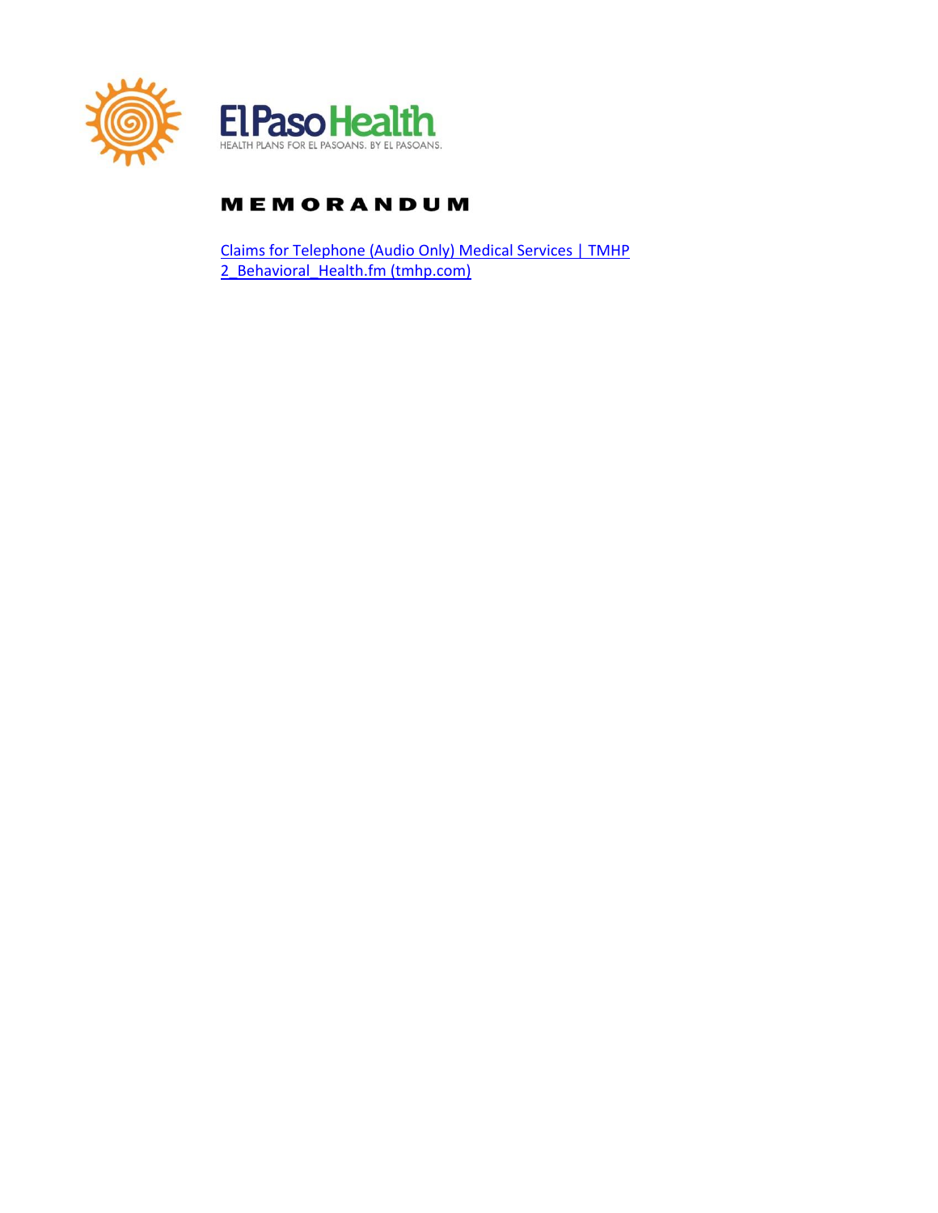El Paso Health
HEALTH PLANS FOR EL PASOANS. BY EL PASOANS.

# MEMORANDUM

Claims for Telephone (Audio Only) Medical Services | TMHP
2_Behavioral_Health.fm (tmhp.com)